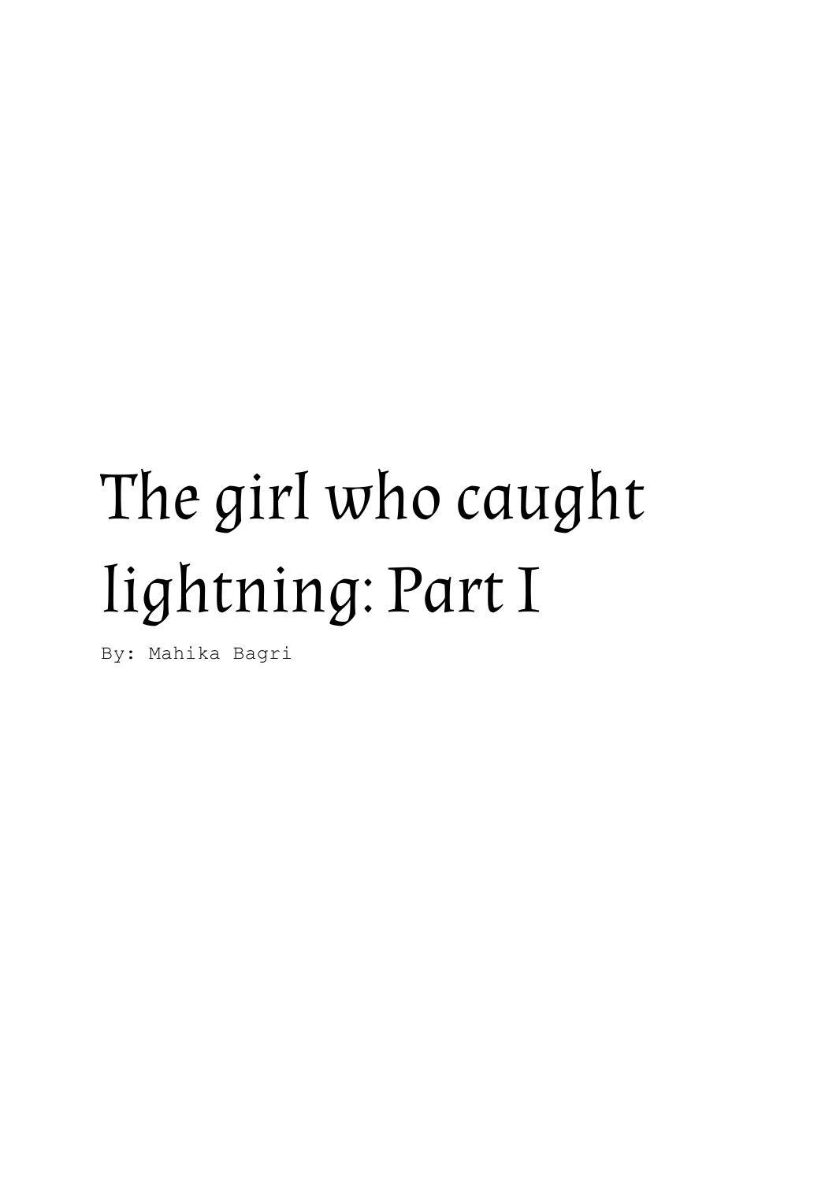# The girl who caught lightning: Part I

By: Mahika Bagri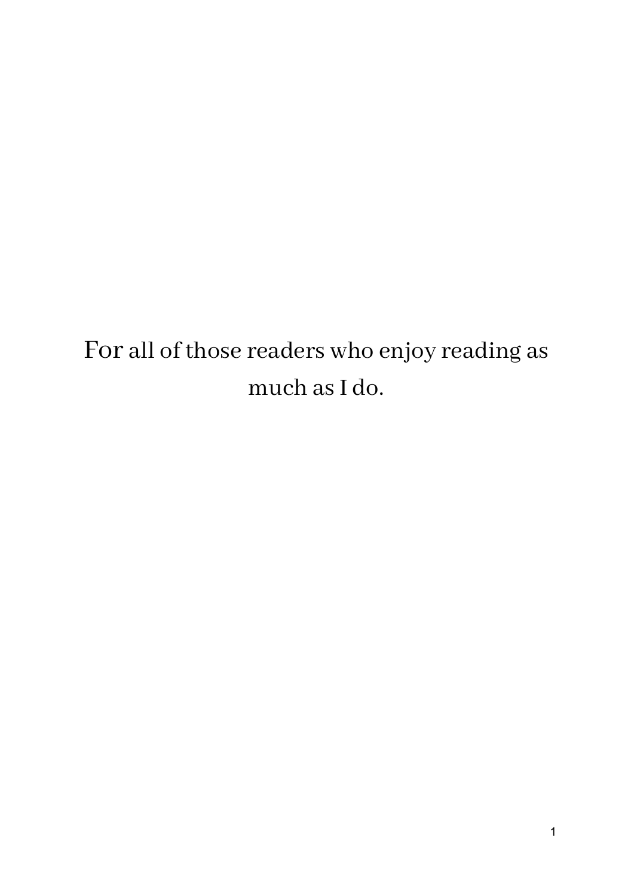For all of those readers who enjoy reading as much as I do.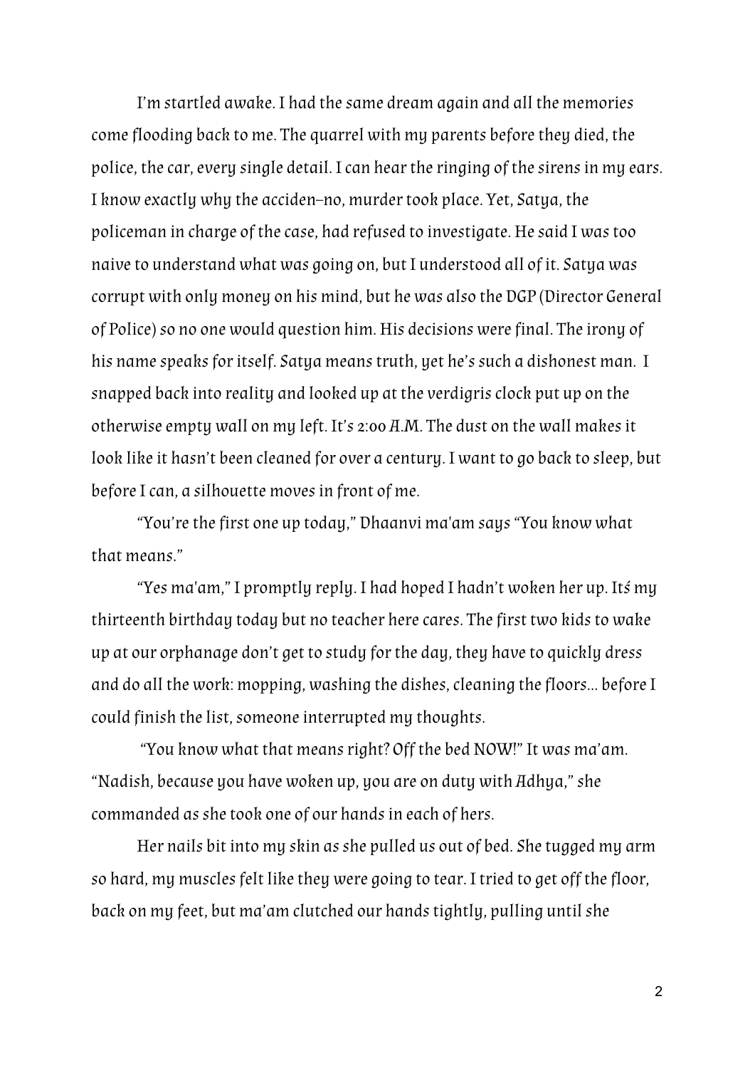I'm startled awake. I had the same dream again and all the memories come flooding back to me. The quarrel with my parents before they died, the police, the car, every single detail. I can hear the ringing of the sirens in my ears. I know exactly why the acciden–no, murder took place. Yet, Satya, the policeman in charge of the case, had refused to investigate. He said I was too naive to understand what was going on, but I understood all of it. Satya was corrupt with only money on his mind, but he was also the DGP (Director General of Police) so no one would question him. His decisions were final. The irony of his name speaks for itself. Satya means truth, yet he's such a dishonest man. I snapped back into reality and looked up at the verdigris clock put up on the otherwise empty wall on my left. It's 2:00 A.M. The dust on the wall makes it look like it hasn't been cleaned for over a century. I want to go back to sleep, but before I can, a silhouette moves in front of me.

"You're the first one up today," Dhaanvi ma'am says "You know what that means."

"Yes ma'am," I promptly reply. I had hoped I hadn't woken her up. It's my thirteenth birthday today but no teacher here cares. The first two kids to wake up at our orphanage don't get to study for the day, they have to quickly dress and do all the work: mopping, washing the dishes, cleaning the floors… before I could finish the list, someone interrupted my thoughts.

"You know what that means right? Off the bed NOW!" It was ma'am. "Nadish, because you have woken up, you are on duty with Adhya," she commanded as she took one of our hands in each of hers.

Her nails bit into my skin as she pulled us out of bed. She tugged my arm so hard, my muscles felt like they were going to tear. I tried to get off the floor, back on my feet, but ma'am clutched our hands tightly, pulling until she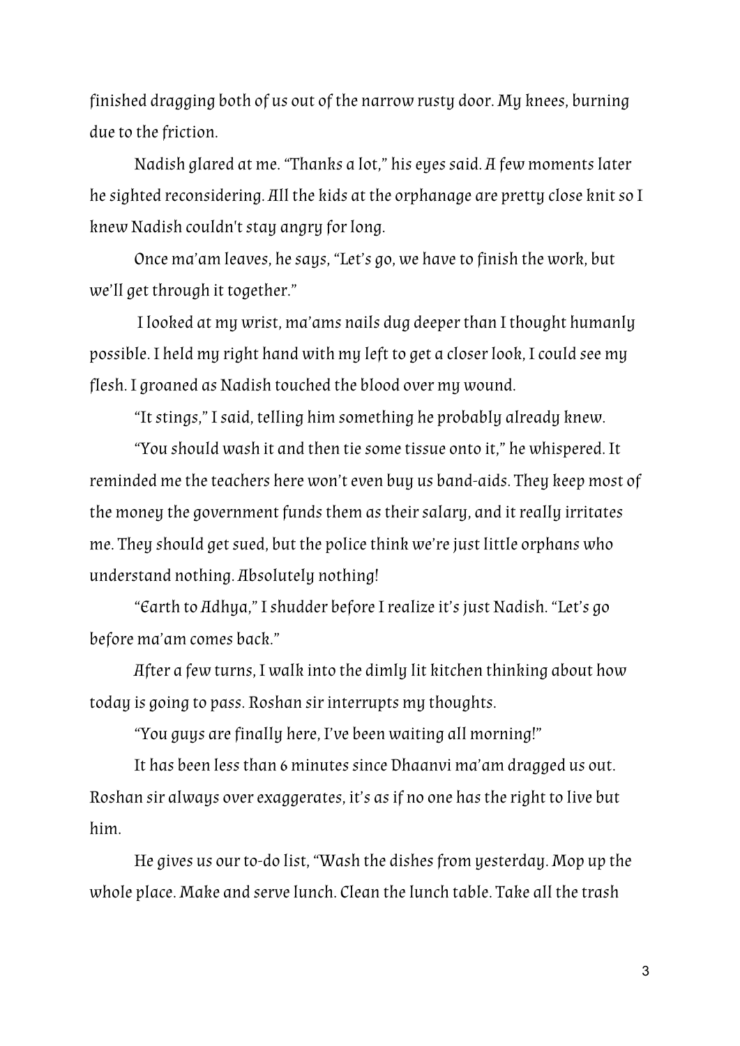finished dragging both of us out of the narrow rusty door. My knees, burning due to the friction.

Nadish glared at me. "Thanks a lot," his eyes said. A few moments later he sighted reconsidering. All the kids at the orphanage are pretty close knit so I knew Nadish couldn't stay angry for long.

Once ma'am leaves, he says, "Let's go, we have to finish the work, but we'll get through it together."

I looked at my wrist, ma'ams nails dug deeper than I thought humanly possible. I held my right hand with my left to get a closer look, I could see my flesh. I groaned as Nadish touched the blood over my wound.

"It stings," I said, telling him something he probably already knew.

"You should wash it and then tie some tissue onto it," he whispered. It reminded me the teachers here won't even buy us band-aids. They keep most of the money the government funds them as their salary, and it really irritates me. They should get sued, but the police think we're just little orphans who understand nothing. Absolutely nothing!

"Earth to Adhya," I shudder before I realize it's just Nadish. "Let's go before ma'am comes back."

After a few turns, I walk into the dimly lit kitchen thinking about how today is going to pass. Roshan sir interrupts my thoughts.

"You guys are finally here, I've been waiting all morning!"

It has been less than 6 minutes since Dhaanvi ma'am dragged us out. Roshan sir always over exaggerates, it's as if no one has the right to live but him.

He gives us our to-do list, "Wash the dishes from yesterday. Mop up the whole place. Make and serve lunch. Clean the lunch table. Take all the trash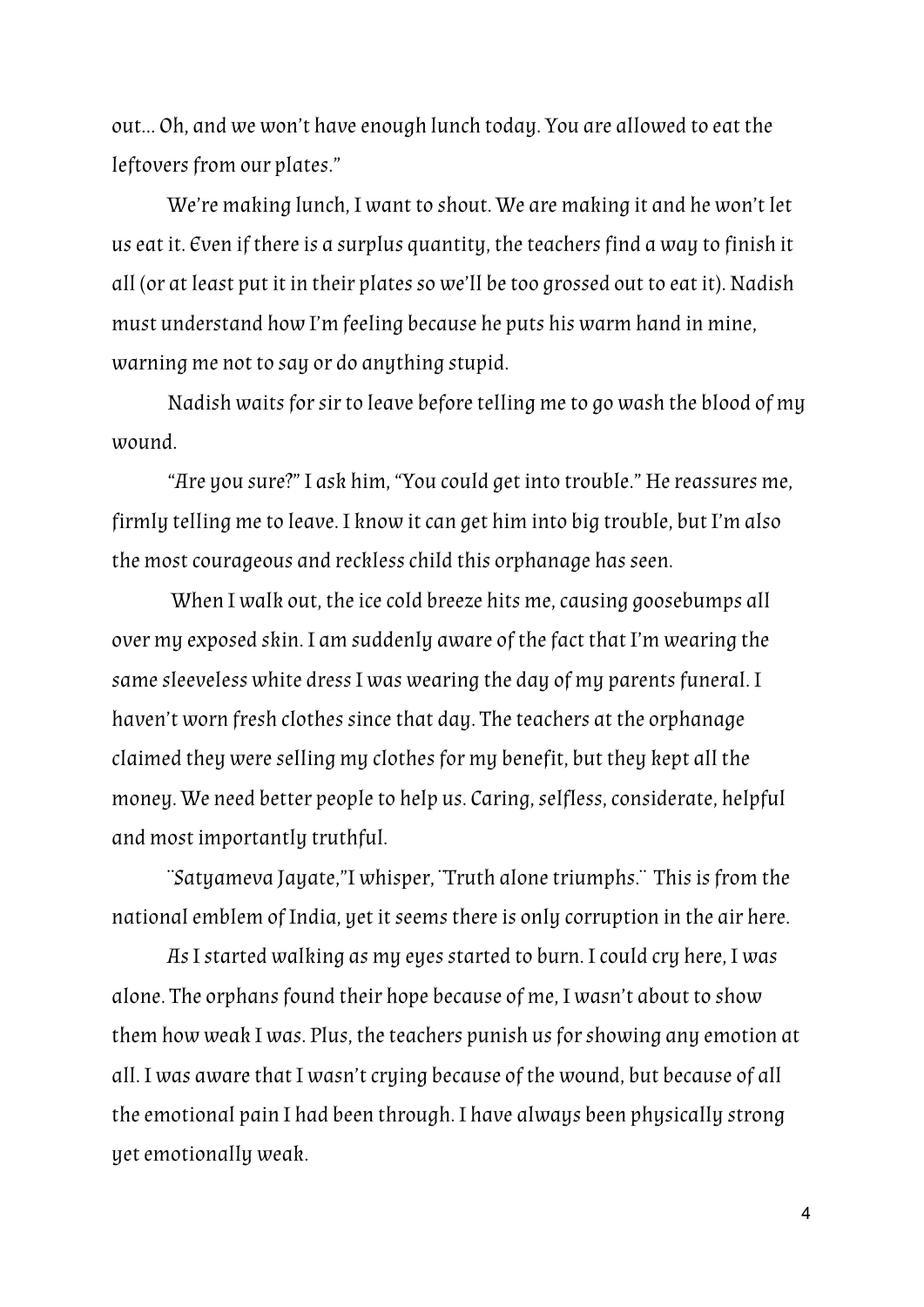out... Oh, and we won't have enough lunch today. You are allowed to eat the leftovers from our plates."

We're making lunch, I want to shout. We are making it and he won't let us eat it. Even if there is a surplus quantity, the teachers find a way to finish it all (or at least put it in their plates so we'll be too grossed out to eat it). Nadish must understand how I'm feeling because he puts his warm hand in mine, warning me not to say or do anything stupid.

Nadish waits for sir to leave before telling me to go wash the blood of my wound.

"Are you sure?" I ask him, "You could get into trouble." He reassures me, firmly telling me to leave. I know it can get him into big trouble, but I'm also the most courageous and reckless child this orphanage has seen.

When I walk out, the ice cold breeze hits me, causing goosebumps all over my exposed skin. I am suddenly aware of the fact that I'm wearing the same sleeveless white dress I was wearing the day of my parents funeral. I haven't worn fresh clothes since that day. The teachers at the orphanage claimed they were selling my clothes for my benefit, but they kept all the money. We need better people to help us. Caring, selfless, considerate, helpful and most importantly truthful.

¨Satyameva Jayate,"I whisper, ¨Truth alone triumphs.¨ This is from the national emblem of India, yet it seems there is only corruption in the air here.

As I started walking as my eyes started to burn. I could cry here, I was alone. The orphans found their hope because of me, I wasn't about to show them how weak I was. Plus, the teachers punish us for showing any emotion at all. I was aware that I wasn't crying because of the wound, but because of all the emotional pain I had been through. I have always been physically strong yet emotionally weak.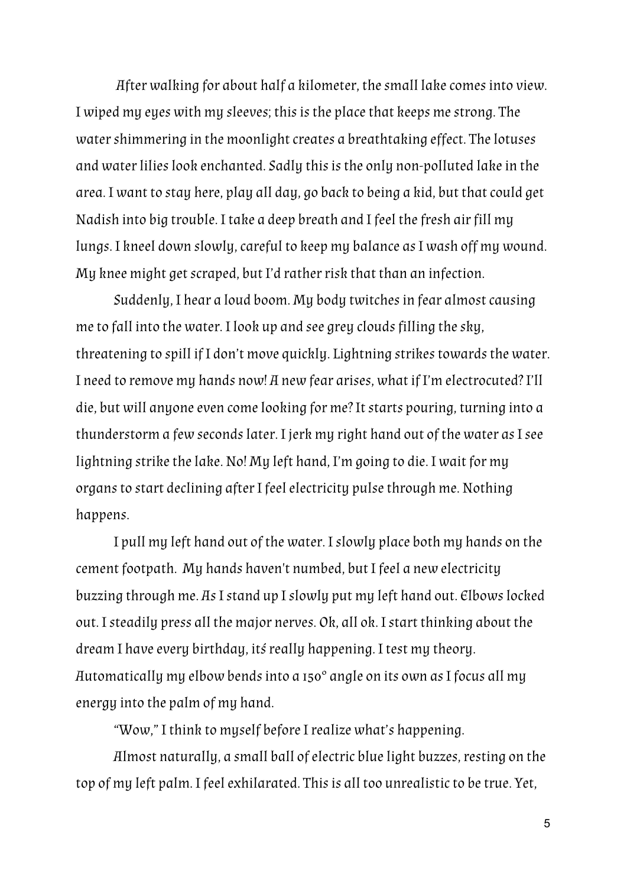After walking for about half a kilometer, the small lake comes into view. I wiped my eyes with my sleeves; this is the place that keeps me strong. The water shimmering in the moonlight creates a breathtaking effect. The lotuses and water lilies look enchanted. Sadly this is the only non-polluted lake in the area. I want to stay here, play all day, go back to being a kid, but that could get Nadish into big trouble. I take a deep breath and I feel the fresh air fill my lungs. I kneel down slowly, careful to keep my balance as I wash off my wound. My knee might get scraped, but I'd rather risk that than an infection.

Suddenly, I hear a loud boom. My body twitches in fear almost causing me to fall into the water. I look up and see grey clouds filling the sky, threatening to spill if I don't move quickly. Lightning strikes towards the water. I need to remove my hands now! A new fear arises, what if I'm electrocuted? I'll die, but will anyone even come looking for me? It starts pouring, turning into a thunderstorm a few seconds later. I jerk my right hand out of the water as I see lightning strike the lake. No! My left hand, I'm going to die. I wait for my organs to start declining after I feel electricity pulse through me. Nothing happens.

I pull my left hand out of the water. I slowly place both my hands on the cement footpath. My hands haven't numbed, but I feel a new electricity buzzing through me. As I stand up I slowly put my left hand out. Elbows locked out. I steadily press all the major nerves. Ok, all ok. I start thinking about the dream I have every birthday, it's really happening. I test my theory. Automatically my elbow bends into a 150° angle on its own as I focus all my energy into the palm of my hand.

"Wow," I think to myself before I realize what's happening.

Almost naturally, a small ball of electric blue light buzzes, resting on the top of my left palm. I feel exhilarated. This is all too unrealistic to be true. Yet,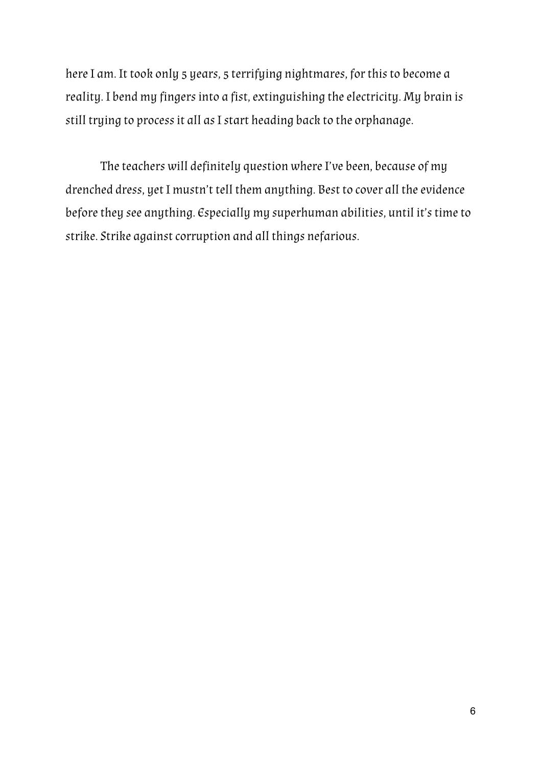here I am. It took only 5 years, 5 terrifying nightmares, for this to become a reality. I bend my fingers into a fist, extinguishing the electricity. My brain is still trying to process it all as I start heading back to the orphanage.

The teachers will definitely question where I've been, because of my drenched dress, yet I mustn't tell them anything. Best to cover all the evidence before they see anything. Especially my superhuman abilities, until it's time to strike. Strike against corruption and all things nefarious.